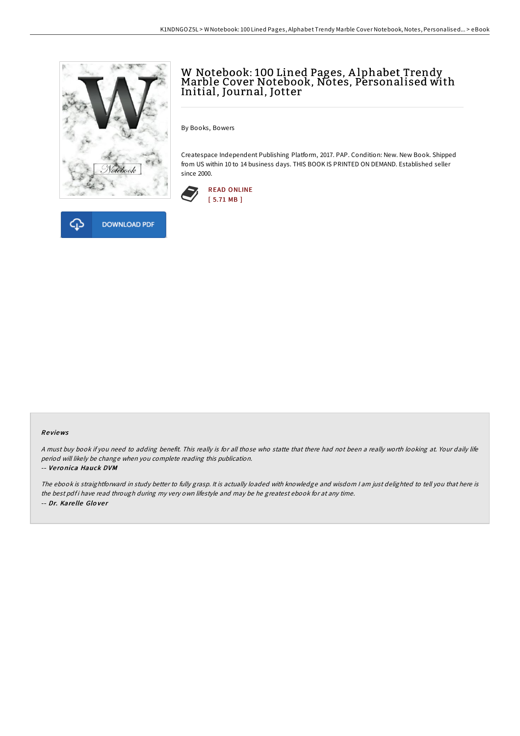# W Notebook: 100 Lined Pages, Alphabet Trendy Marble Cover Notebook, Notes, Personalised with Initial, Journal, Jotter

By Books, Bowers

Createspace Independent Publishing Platform, 2017. PAP. Condition: New. New Book. Shipped from US within 10 to 14 business days. THIS BOOK IS PRINTED ON DEMAND. Established seller since 2000.

READ ONLINE
[ 5.71 MB ]

DOWNLOAD PDF

### Reviews

*A must buy book if you need to adding benefit. This really is for all those who statte that there had not been a really worth looking at. Your daily life period will likely be change when you complete reading this publication.*

-- ***Veronica Hauck DVM***

*The ebook is straightforward in study better to fully grasp. It is actually loaded with knowledge and wisdom I am just delighted to tell you that here is the best pdf i have read through during my very own lifestyle and may be he greatest ebook for at any time.*

-- ***Dr. Karelle Glover***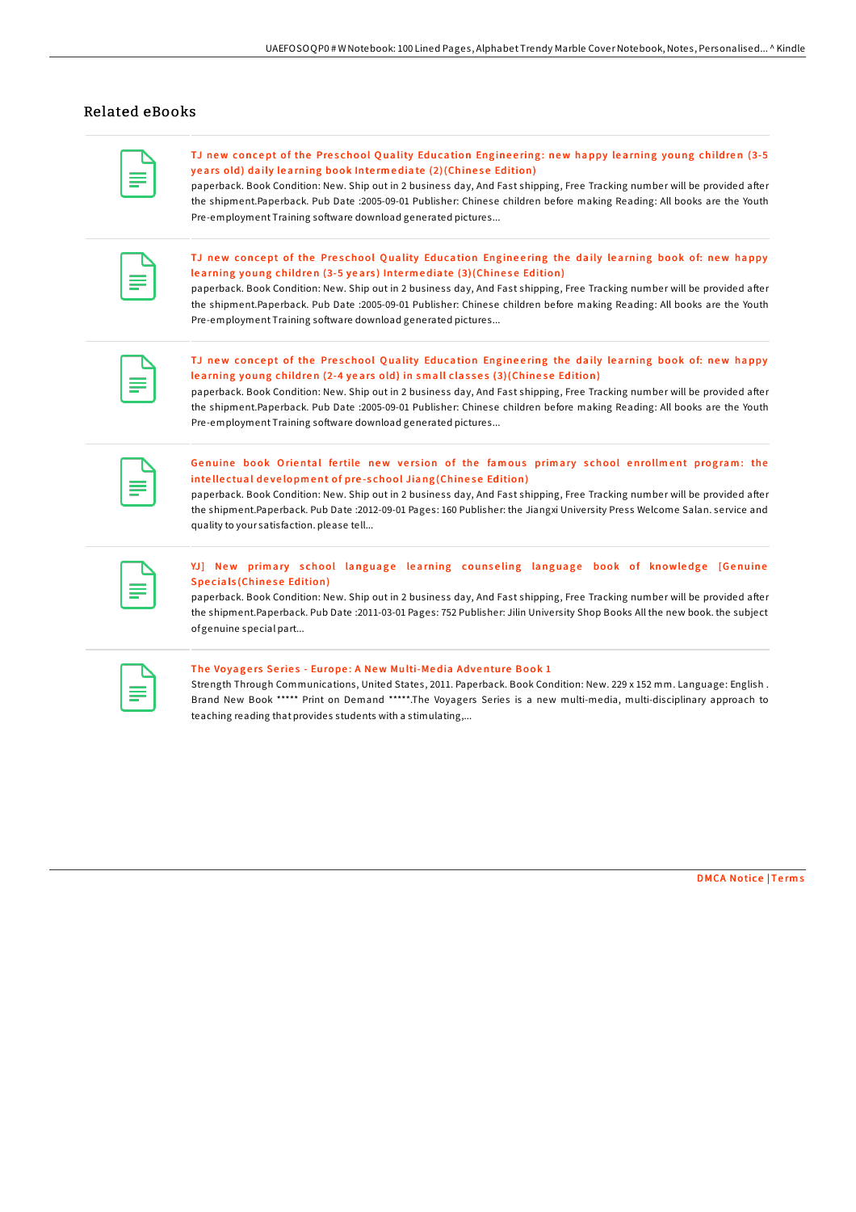## Related eBooks

**TJ new concept of the Preschool Quality Education Engineering: new happy learning young children (3-5 years old) daily learning book Intermediate (2)(Chinese Edition)**

paperback. Book Condition: New. Ship out in 2 business day, And Fast shipping, Free Tracking number will be provided after the shipment.Paperback. Pub Date :2005-09-01 Publisher: Chinese children before making Reading: All books are the Youth Pre-employment Training software download generated pictures...

**TJ new concept of the Preschool Quality Education Engineering the daily learning book of: new happy learning young children (3-5 years) Intermediate (3)(Chinese Edition)**

paperback. Book Condition: New. Ship out in 2 business day, And Fast shipping, Free Tracking number will be provided after the shipment.Paperback. Pub Date :2005-09-01 Publisher: Chinese children before making Reading: All books are the Youth Pre-employment Training software download generated pictures...

**TJ new concept of the Preschool Quality Education Engineering the daily learning book of: new happy learning young children (2-4 years old) in small classes (3)(Chinese Edition)**

paperback. Book Condition: New. Ship out in 2 business day, And Fast shipping, Free Tracking number will be provided after the shipment.Paperback. Pub Date :2005-09-01 Publisher: Chinese children before making Reading: All books are the Youth Pre-employment Training software download generated pictures...

**Genuine book Oriental fertile new version of the famous primary school enrollment program: the intellectual development of pre-school Jiang(Chinese Edition)**

paperback. Book Condition: New. Ship out in 2 business day, And Fast shipping, Free Tracking number will be provided after the shipment.Paperback. Pub Date :2012-09-01 Pages: 160 Publisher: the Jiangxi University Press Welcome Salan. service and quality to your satisfaction. please tell...

**YJ] New primary school language learning counseling language book of knowledge [Genuine Specials(Chinese Edition)**

paperback. Book Condition: New. Ship out in 2 business day, And Fast shipping, Free Tracking number will be provided after the shipment.Paperback. Pub Date :2011-03-01 Pages: 752 Publisher: Jilin University Shop Books All the new book. the subject of genuine special part...

**The Voyagers Series - Europe: A New Multi-Media Adventure Book 1**

Strength Through Communications, United States, 2011. Paperback. Book Condition: New. 229 x 152 mm. Language: English . Brand New Book ***** Print on Demand *****.The Voyagers Series is a new multi-media, multi-disciplinary approach to teaching reading that provides students with a stimulating,...